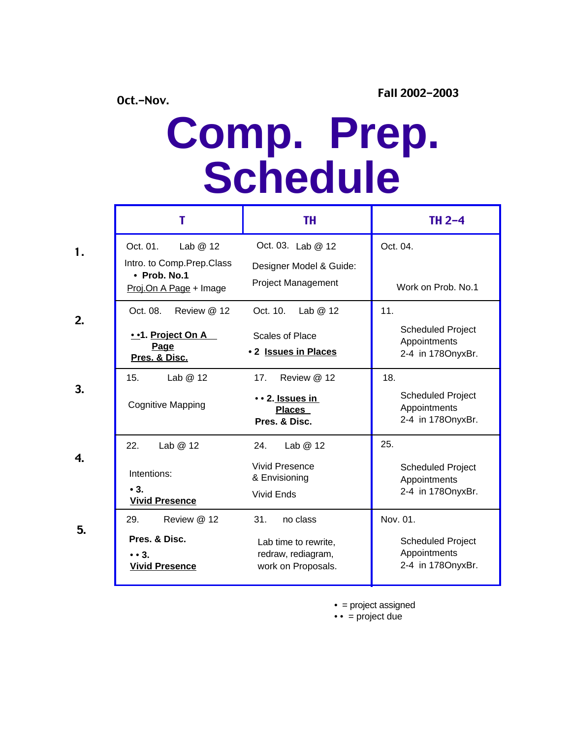Oct.-Nov.

Fall 2002-2003

# Comp. Prep. Schedule

| | T | TH | TH 2-4 |
|---|---|---|---|
| 1. | Oct. 01. Lab @ 12<br>Intro. to Comp.Prep.Class<br>• **Prob. No.1**<br>Proj.On A Page + Image | Oct. 03. Lab @ 12<br>Designer Model & Guide:<br>Project Management | Oct. 04.<br>Work on Prob. No.1 |
| 2. | Oct. 08. Review @ 12<br>**• •1. Project On A Page**<br>**Pres. & Disc.** | Oct. 10. Lab @ 12<br>Scales of Place<br>**• 2 Issues in Places** | 11.<br>Scheduled Project Appointments<br>2-4 in 178OnyxBr. |
| 3. | 15. Lab @ 12<br>Cognitive Mapping | 17. Review @ 12<br>**• • 2. Issues in Places**<br>**Pres. & Disc.** | 18.<br>Scheduled Project Appointments<br>2-4 in 178OnyxBr. |
| 4. | 22. Lab @ 12<br>Intentions:<br>**• 3.**<br>**Vivid Presence** | 24. Lab @ 12<br>Vivid Presence & Envisioning<br>Vivid Ends | 25.<br>Scheduled Project Appointments<br>2-4 in 178OnyxBr. |
| 5. | 29. Review @ 12<br>**Pres. & Disc.**<br>**• • 3.**<br>**Vivid Presence** | 31. no class<br>Lab time to rewrite, redraw, rediagram, work on Proposals. | Nov. 01.<br>Scheduled Project Appointments<br>2-4 in 178OnyxBr. |

• = project assigned
• • = project due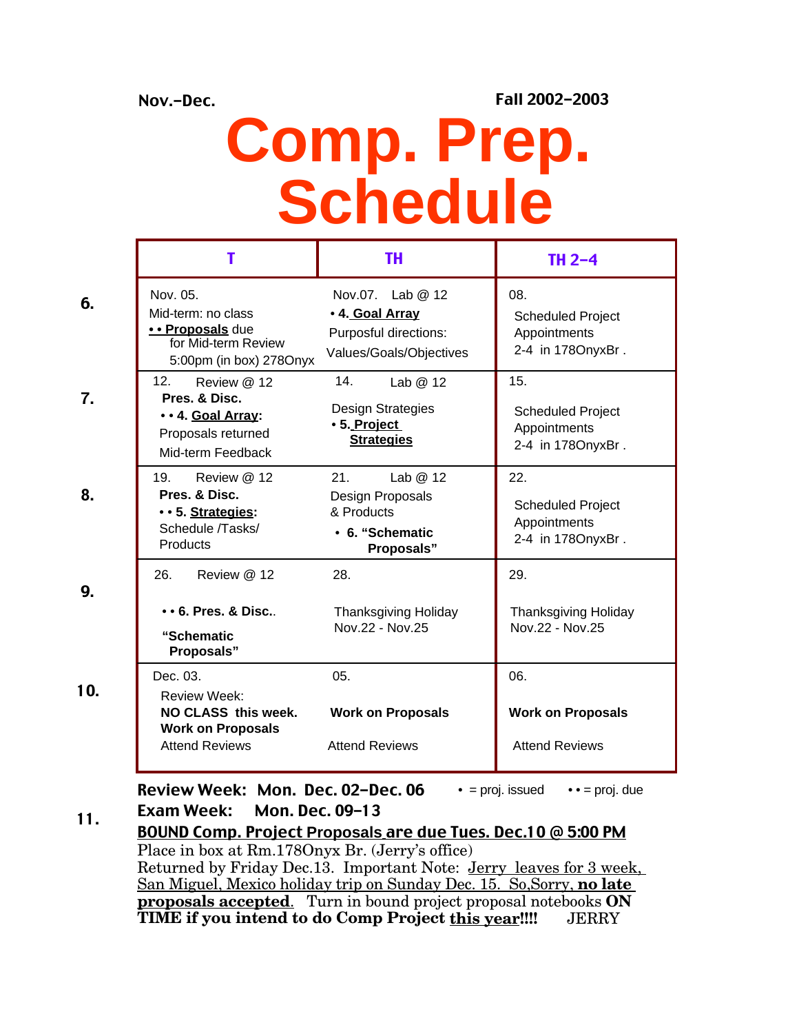**Nov.–Dec.** **Fall 2002–2003**

# Comp. Prep. Schedule

| | T | TH | TH 2–4 |
|---|---|---|---|
| **6.** | Nov. 05. Mid-term: no class **• • Proposals** due for Mid-term Review 5:00pm (in box) 278Onyx | Nov.07. Lab @ 12 **• 4. Goal Array** Purposful directions: Values/Goals/Objectives | 08. Scheduled Project Appointments 2-4 in 178OnyxBr . |
| **7.** | 12. Review @ 12 **Pres. & Disc.** **• • 4. Goal Array:** Proposals returned Mid-term Feedback | 14. Lab @ 12 Design Strategies **• 5. Project Strategies** | 15. Scheduled Project Appointments 2-4 in 178OnyxBr . |
| **8.** | 19. Review @ 12 **Pres. & Disc.** **• • 5. Strategies:** Schedule /Tasks/ Products | 21. Lab @ 12 Design Proposals & Products **• 6. "Schematic Proposals"** | 22. Scheduled Project Appointments 2-4 in 178OnyxBr . |
| **9.** | 26. Review @ 12 **• • 6. Pres. & Disc..** **"Schematic Proposals"** | 28. Thanksgiving Holiday Nov.22 - Nov.25 | 29. Thanksgiving Holiday Nov.22 - Nov.25 |
| **10.** | Dec. 03. Review Week: **NO CLASS this week.** **Work on Proposals** Attend Reviews | 05. **Work on Proposals** Attend Reviews | 06. **Work on Proposals** Attend Reviews |

**Review Week: Mon. Dec. 02–Dec. 06** • = proj. issued • • = proj. due

**11.** **Exam Week: Mon. Dec. 09–13**

**BOUND Comp. Project Proposals are due Tues. Dec.10 @ 5:00 PM**

Place in box at Rm.178Onyx Br. (Jerry's office)

Returned by Friday Dec.13. Important Note: Jerry leaves for 3 week, San Miguel, Mexico holiday trip on Sunday Dec. 15. So,Sorry, **no late proposals accepted**. Turn in bound project proposal notebooks **ON TIME if you intend to do Comp Project this year!!!!** JERRY